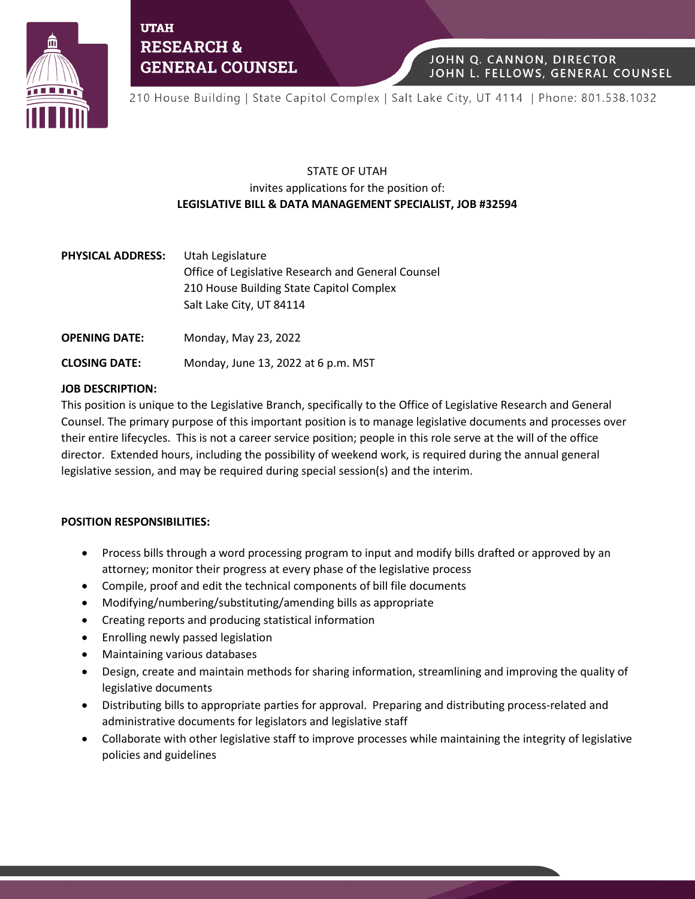**UTAH**
**RESEARCH &**
**GENERAL COUNSEL**

JOHN Q. CANNON, DIRECTOR
JOHN L. FELLOWS, GENERAL COUNSEL

210 House Building | State Capitol Complex | Salt Lake City, UT 4114 | Phone: 801.538.1032

STATE OF UTAH
invites applications for the position of:
**LEGISLATIVE BILL & DATA MANAGEMENT SPECIALIST, JOB #32594**

**PHYSICAL ADDRESS:** Utah Legislature
Office of Legislative Research and General Counsel
210 House Building State Capitol Complex
Salt Lake City, UT 84114

**OPENING DATE:** Monday, May 23, 2022

**CLOSING DATE:** Monday, June 13, 2022 at 6 p.m. MST

**JOB DESCRIPTION:**

This position is unique to the Legislative Branch, specifically to the Office of Legislative Research and General Counsel. The primary purpose of this important position is to manage legislative documents and processes over their entire lifecycles. This is not a career service position; people in this role serve at the will of the office director. Extended hours, including the possibility of weekend work, is required during the annual general legislative session, and may be required during special session(s) and the interim.

**POSITION RESPONSIBILITIES:**

- Process bills through a word processing program to input and modify bills drafted or approved by an attorney; monitor their progress at every phase of the legislative process
- Compile, proof and edit the technical components of bill file documents
- Modifying/numbering/substituting/amending bills as appropriate
- Creating reports and producing statistical information
- Enrolling newly passed legislation
- Maintaining various databases
- Design, create and maintain methods for sharing information, streamlining and improving the quality of legislative documents
- Distributing bills to appropriate parties for approval. Preparing and distributing process-related and administrative documents for legislators and legislative staff
- Collaborate with other legislative staff to improve processes while maintaining the integrity of legislative policies and guidelines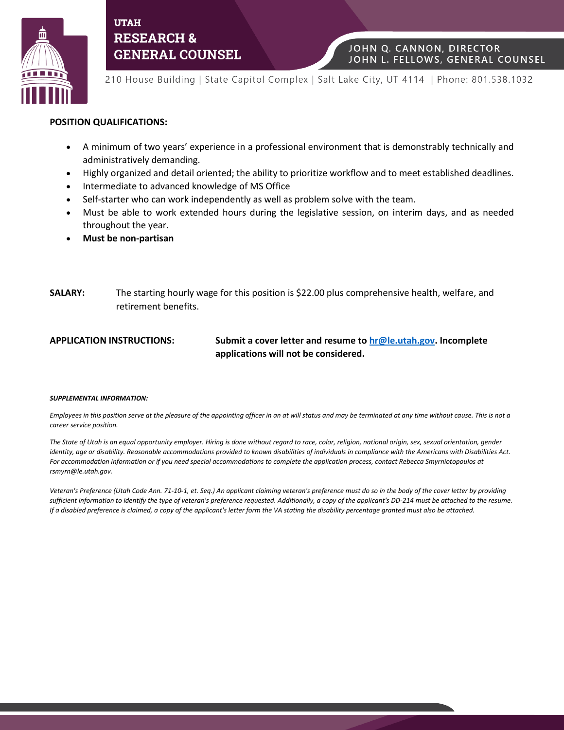**POSITION QUALIFICATIONS:**

- A minimum of two years' experience in a professional environment that is demonstrably technically and administratively demanding.
- Highly organized and detail oriented; the ability to prioritize workflow and to meet established deadlines.
- Intermediate to advanced knowledge of MS Office
- Self-starter who can work independently as well as problem solve with the team.
- Must be able to work extended hours during the legislative session, on interim days, and as needed throughout the year.
- **Must be non-partisan**

**SALARY:** The starting hourly wage for this position is $22.00 plus comprehensive health, welfare, and retirement benefits.

**APPLICATION INSTRUCTIONS:** **Submit a cover letter and resume to hr@le.utah.gov. Incomplete applications will not be considered.**

***SUPPLEMENTAL INFORMATION:***

*Employees in this position serve at the pleasure of the appointing officer in an at will status and may be terminated at any time without cause. This is not a career service position.*

*The State of Utah is an equal opportunity employer. Hiring is done without regard to race, color, religion, national origin, sex, sexual orientation, gender identity, age or disability. Reasonable accommodations provided to known disabilities of individuals in compliance with the Americans with Disabilities Act. For accommodation information or if you need special accommodations to complete the application process, contact Rebecca Smyrniotopoulos at rsmyrn@le.utah.gov.*

*Veteran's Preference (Utah Code Ann. 71-10-1, et. Seq.) An applicant claiming veteran's preference must do so in the body of the cover letter by providing sufficient information to identify the type of veteran's preference requested. Additionally, a copy of the applicant's DD-214 must be attached to the resume. If a disabled preference is claimed, a copy of the applicant's letter form the VA stating the disability percentage granted must also be attached.*